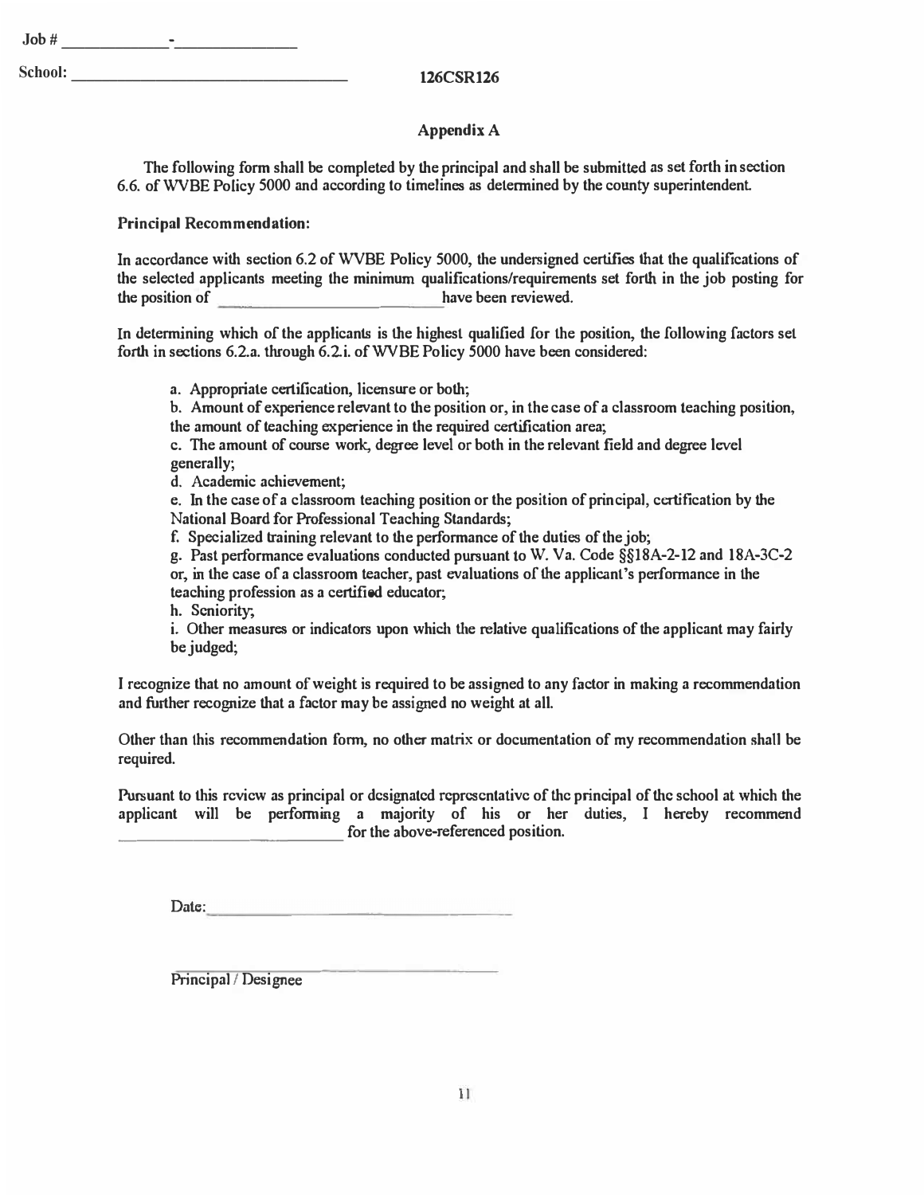Job # _____________ - _______________

School: ___________________________________

126CSR126

## Appendix A

The following form shall be completed by the principal and shall be submitted as set forth in section 6.6. of WVBE Policy 5000 and according to timelines as determined by the county superintendent.

**Principal Recommendation:**

In accordance with section 6.2 of WVBE Policy 5000, the undersigned certifies that the qualifications of the selected applicants meeting the minimum qualifications/requirements set forth in the job posting for the position of ______________________________ have been reviewed.

In determining which of the applicants is the highest qualified for the position, the following factors set forth in sections 6.2.a. through 6.2.i. of WVBE Policy 5000 have been considered:

a. Appropriate certification, licensure or both;
b. Amount of experience relevant to the position or, in the case of a classroom teaching position, the amount of teaching experience in the required certification area;
c. The amount of course work, degree level or both in the relevant field and degree level generally;
d. Academic achievement;
e. In the case of a classroom teaching position or the position of principal, certification by the National Board for Professional Teaching Standards;
f. Specialized training relevant to the performance of the duties of the job;
g. Past performance evaluations conducted pursuant to W. Va. Code §§18A-2-12 and 18A-3C-2 or, in the case of a classroom teacher, past evaluations of the applicant's performance in the teaching profession as a certified educator;
h. Seniority;
i. Other measures or indicators upon which the relative qualifications of the applicant may fairly be judged;

I recognize that no amount of weight is required to be assigned to any factor in making a recommendation and further recognize that a factor may be assigned no weight at all.

Other than this recommendation form, no other matrix or documentation of my recommendation shall be required.

Pursuant to this review as principal or designated representative of the principal of the school at which the applicant will be performing a majority of his or her duties, I hereby recommend ______________________________ for the above-referenced position.

Date: ______________________________

______________________________
Principal / Designee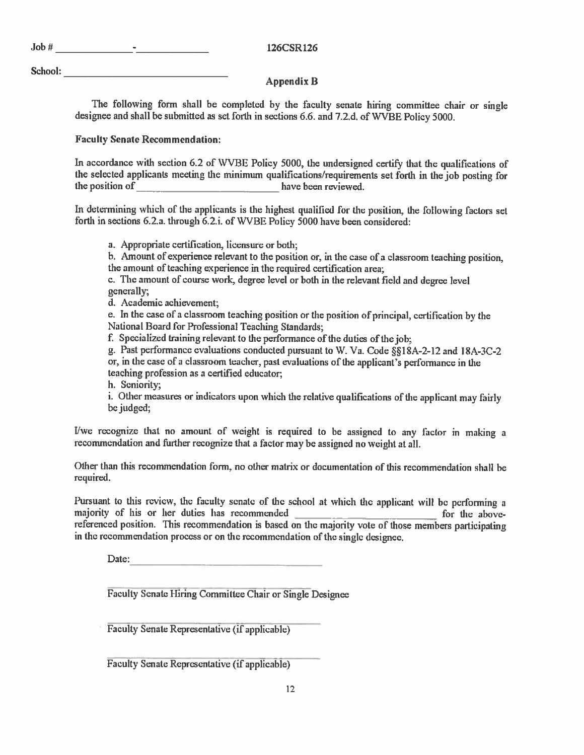Job # _____________-_____________

**126CSR126**

School: ______________________________

## Appendix B

The following form shall be completed by the faculty senate hiring committee chair or single designee and shall be submitted as set forth in sections 6.6. and 7.2.d. of WVBE Policy 5000.

**Faculty Senate Recommendation:**

In accordance with section 6.2 of WVBE Policy 5000, the undersigned certify that the qualifications of the selected applicants meeting the minimum qualifications/requirements set forth in the job posting for the position of __________________________ have been reviewed.

In determining which of the applicants is the highest qualified for the position, the following factors set forth in sections 6.2.a. through 6.2.i. of WVBE Policy 5000 have been considered:

a. Appropriate certification, licensure or both;

b. Amount of experience relevant to the position or, in the case of a classroom teaching position, the amount of teaching experience in the required certification area;

c. The amount of course work, degree level or both in the relevant field and degree level generally;

d. Academic achievement;

e. In the case of a classroom teaching position or the position of principal, certification by the National Board for Professional Teaching Standards;

f. Specialized training relevant to the performance of the duties of the job;

g. Past performance evaluations conducted pursuant to W. Va. Code §§18A-2-12 and 18A-3C-2 or, in the case of a classroom teacher, past evaluations of the applicant's performance in the teaching profession as a certified educator;

h. Seniority;

i. Other measures or indicators upon which the relative qualifications of the applicant may fairly be judged;

I/we recognize that no amount of weight is required to be assigned to any factor in making a recommendation and further recognize that a factor may be assigned no weight at all.

Other than this recommendation form, no other matrix or documentation of this recommendation shall be required.

Pursuant to this review, the faculty senate of the school at which the applicant will be performing a majority of his or her duties has recommended __________________________ for the above-referenced position. This recommendation is based on the majority vote of those members participating in the recommendation process or on the recommendation of the single designee.

Date: ______________________________

______________________________
Faculty Senate Hiring Committee Chair or Single Designee

______________________________
Faculty Senate Representative (if applicable)

______________________________
Faculty Senate Representative (if applicable)